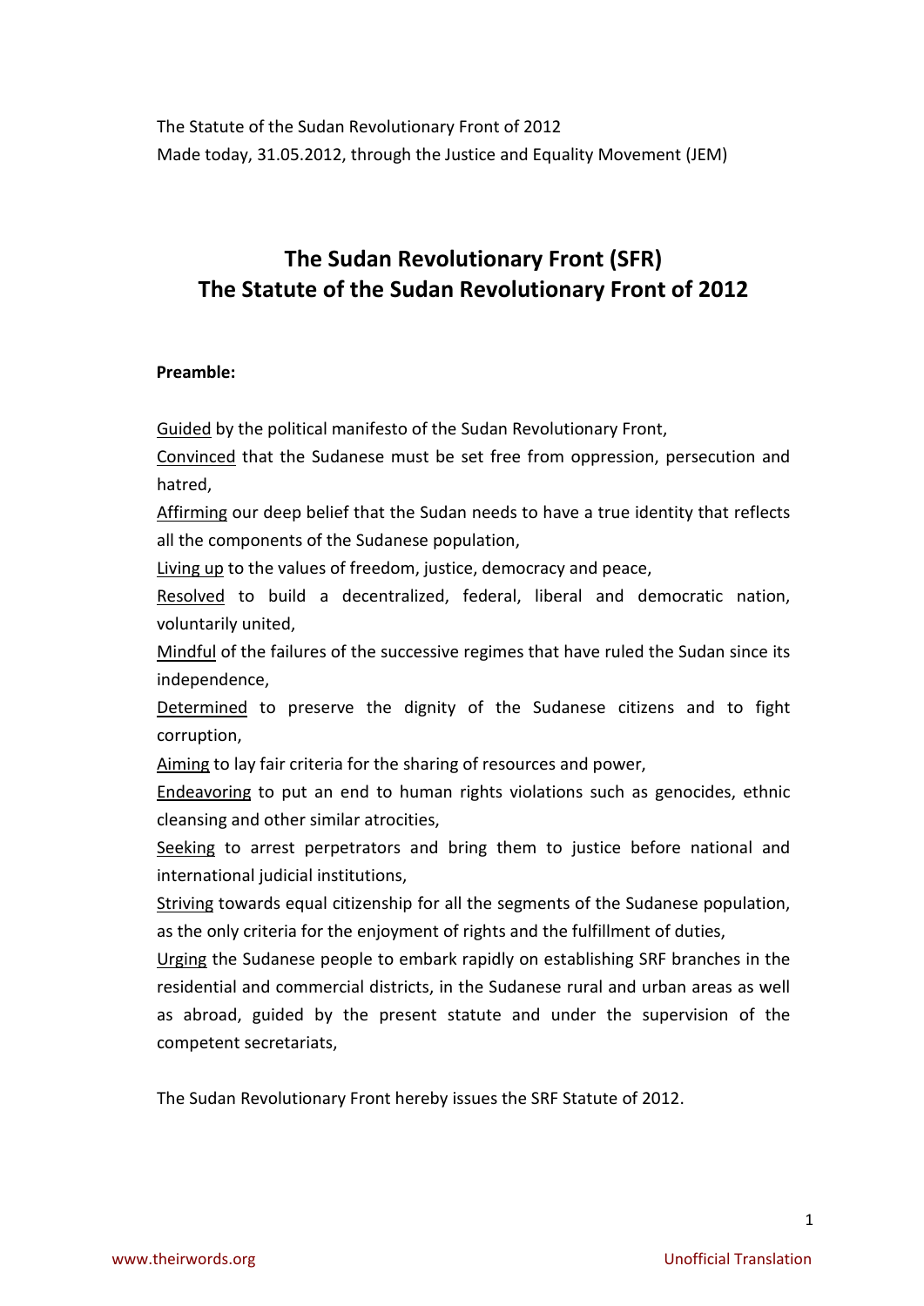The Statute of the Sudan Revolutionary Front of 2012

Made today, 31.05.2012, through the Justice and Equality Movement (JEM)

# The Sudan Revolutionary Front (SFR)
# The Statute of the Sudan Revolutionary Front of 2012

**Preamble:**

Guided by the political manifesto of the Sudan Revolutionary Front,

Convinced that the Sudanese must be set free from oppression, persecution and hatred,

Affirming our deep belief that the Sudan needs to have a true identity that reflects all the components of the Sudanese population,

Living up to the values of freedom, justice, democracy and peace,

Resolved to build a decentralized, federal, liberal and democratic nation, voluntarily united,

Mindful of the failures of the successive regimes that have ruled the Sudan since its independence,

Determined to preserve the dignity of the Sudanese citizens and to fight corruption,

Aiming to lay fair criteria for the sharing of resources and power,

Endeavoring to put an end to human rights violations such as genocides, ethnic cleansing and other similar atrocities,

Seeking to arrest perpetrators and bring them to justice before national and international judicial institutions,

Striving towards equal citizenship for all the segments of the Sudanese population, as the only criteria for the enjoyment of rights and the fulfillment of duties,

Urging the Sudanese people to embark rapidly on establishing SRF branches in the residential and commercial districts, in the Sudanese rural and urban areas as well as abroad, guided by the present statute and under the supervision of the competent secretariats,

The Sudan Revolutionary Front hereby issues the SRF Statute of 2012.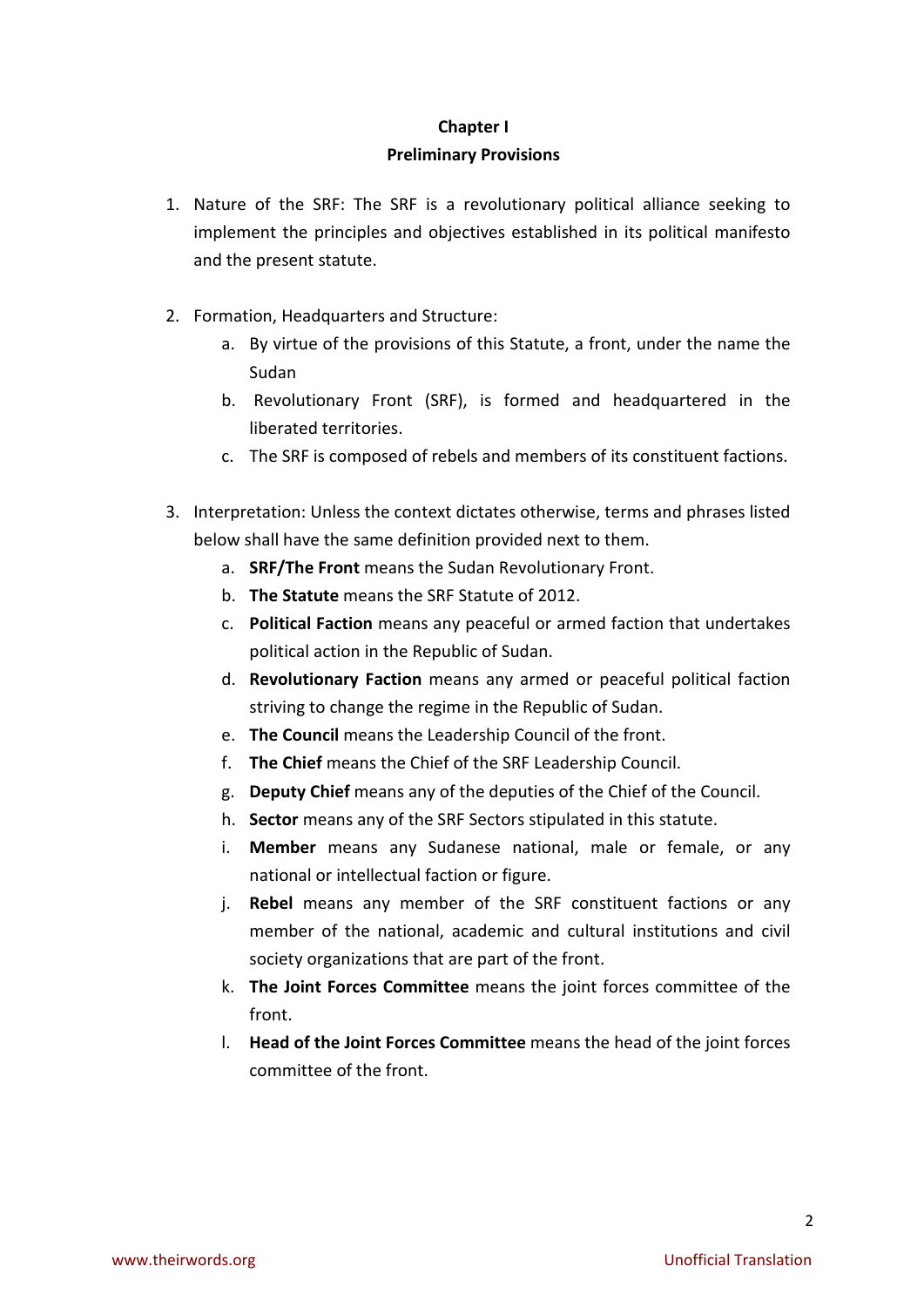## Chapter I
## Preliminary Provisions

1. Nature of the SRF: The SRF is a revolutionary political alliance seeking to implement the principles and objectives established in its political manifesto and the present statute.

2. Formation, Headquarters and Structure:
   a. By virtue of the provisions of this Statute, a front, under the name the Sudan
   b. Revolutionary Front (SRF), is formed and headquartered in the liberated territories.
   c. The SRF is composed of rebels and members of its constituent factions.

3. Interpretation: Unless the context dictates otherwise, terms and phrases listed below shall have the same definition provided next to them.
   a. **SRF/The Front** means the Sudan Revolutionary Front.
   b. **The Statute** means the SRF Statute of 2012.
   c. **Political Faction** means any peaceful or armed faction that undertakes political action in the Republic of Sudan.
   d. **Revolutionary Faction** means any armed or peaceful political faction striving to change the regime in the Republic of Sudan.
   e. **The Council** means the Leadership Council of the front.
   f. **The Chief** means the Chief of the SRF Leadership Council.
   g. **Deputy Chief** means any of the deputies of the Chief of the Council.
   h. **Sector** means any of the SRF Sectors stipulated in this statute.
   i. **Member** means any Sudanese national, male or female, or any national or intellectual faction or figure.
   j. **Rebel** means any member of the SRF constituent factions or any member of the national, academic and cultural institutions and civil society organizations that are part of the front.
   k. **The Joint Forces Committee** means the joint forces committee of the front.
   l. **Head of the Joint Forces Committee** means the head of the joint forces committee of the front.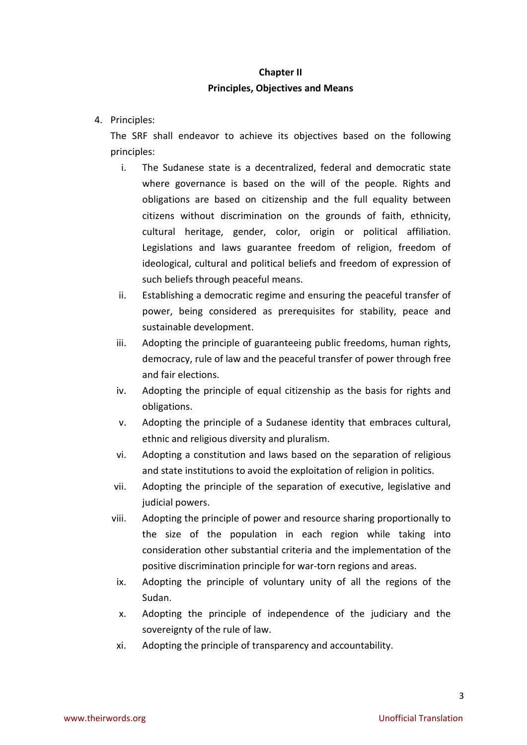## Chapter II
## Principles, Objectives and Means

4. Principles:

   The SRF shall endeavor to achieve its objectives based on the following principles:

   i. The Sudanese state is a decentralized, federal and democratic state where governance is based on the will of the people. Rights and obligations are based on citizenship and the full equality between citizens without discrimination on the grounds of faith, ethnicity, cultural heritage, gender, color, origin or political affiliation. Legislations and laws guarantee freedom of religion, freedom of ideological, cultural and political beliefs and freedom of expression of such beliefs through peaceful means.
   ii. Establishing a democratic regime and ensuring the peaceful transfer of power, being considered as prerequisites for stability, peace and sustainable development.
   iii. Adopting the principle of guaranteeing public freedoms, human rights, democracy, rule of law and the peaceful transfer of power through free and fair elections.
   iv. Adopting the principle of equal citizenship as the basis for rights and obligations.
   v. Adopting the principle of a Sudanese identity that embraces cultural, ethnic and religious diversity and pluralism.
   vi. Adopting a constitution and laws based on the separation of religious and state institutions to avoid the exploitation of religion in politics.
   vii. Adopting the principle of the separation of executive, legislative and judicial powers.
   viii. Adopting the principle of power and resource sharing proportionally to the size of the population in each region while taking into consideration other substantial criteria and the implementation of the positive discrimination principle for war-torn regions and areas.
   ix. Adopting the principle of voluntary unity of all the regions of the Sudan.
   x. Adopting the principle of independence of the judiciary and the sovereignty of the rule of law.
   xi. Adopting the principle of transparency and accountability.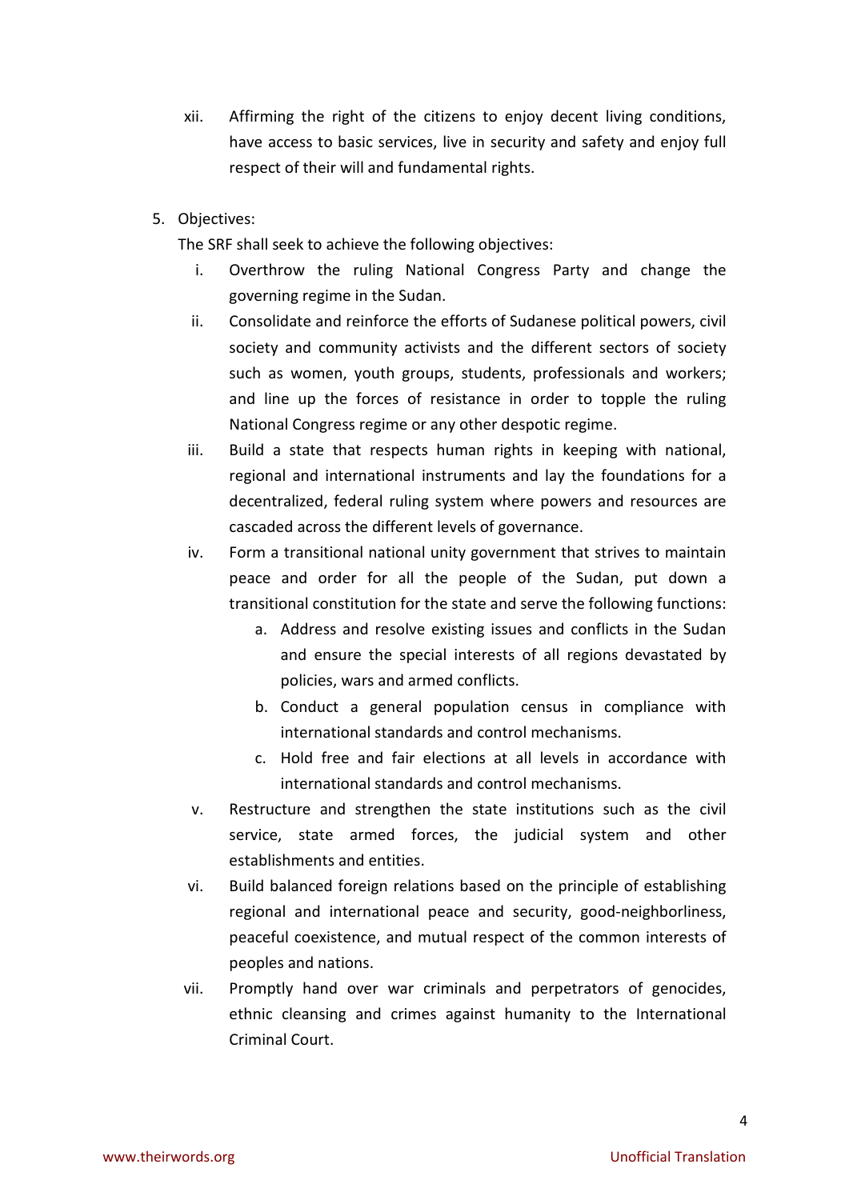xii. Affirming the right of the citizens to enjoy decent living conditions, have access to basic services, live in security and safety and enjoy full respect of their will and fundamental rights.

5. Objectives:

   The SRF shall seek to achieve the following objectives:

   i. Overthrow the ruling National Congress Party and change the governing regime in the Sudan.

   ii. Consolidate and reinforce the efforts of Sudanese political powers, civil society and community activists and the different sectors of society such as women, youth groups, students, professionals and workers; and line up the forces of resistance in order to topple the ruling National Congress regime or any other despotic regime.

   iii. Build a state that respects human rights in keeping with national, regional and international instruments and lay the foundations for a decentralized, federal ruling system where powers and resources are cascaded across the different levels of governance.

   iv. Form a transitional national unity government that strives to maintain peace and order for all the people of the Sudan, put down a transitional constitution for the state and serve the following functions:

      a. Address and resolve existing issues and conflicts in the Sudan and ensure the special interests of all regions devastated by policies, wars and armed conflicts.

      b. Conduct a general population census in compliance with international standards and control mechanisms.

      c. Hold free and fair elections at all levels in accordance with international standards and control mechanisms.

   v. Restructure and strengthen the state institutions such as the civil service, state armed forces, the judicial system and other establishments and entities.

   vi. Build balanced foreign relations based on the principle of establishing regional and international peace and security, good-neighborliness, peaceful coexistence, and mutual respect of the common interests of peoples and nations.

   vii. Promptly hand over war criminals and perpetrators of genocides, ethnic cleansing and crimes against humanity to the International Criminal Court.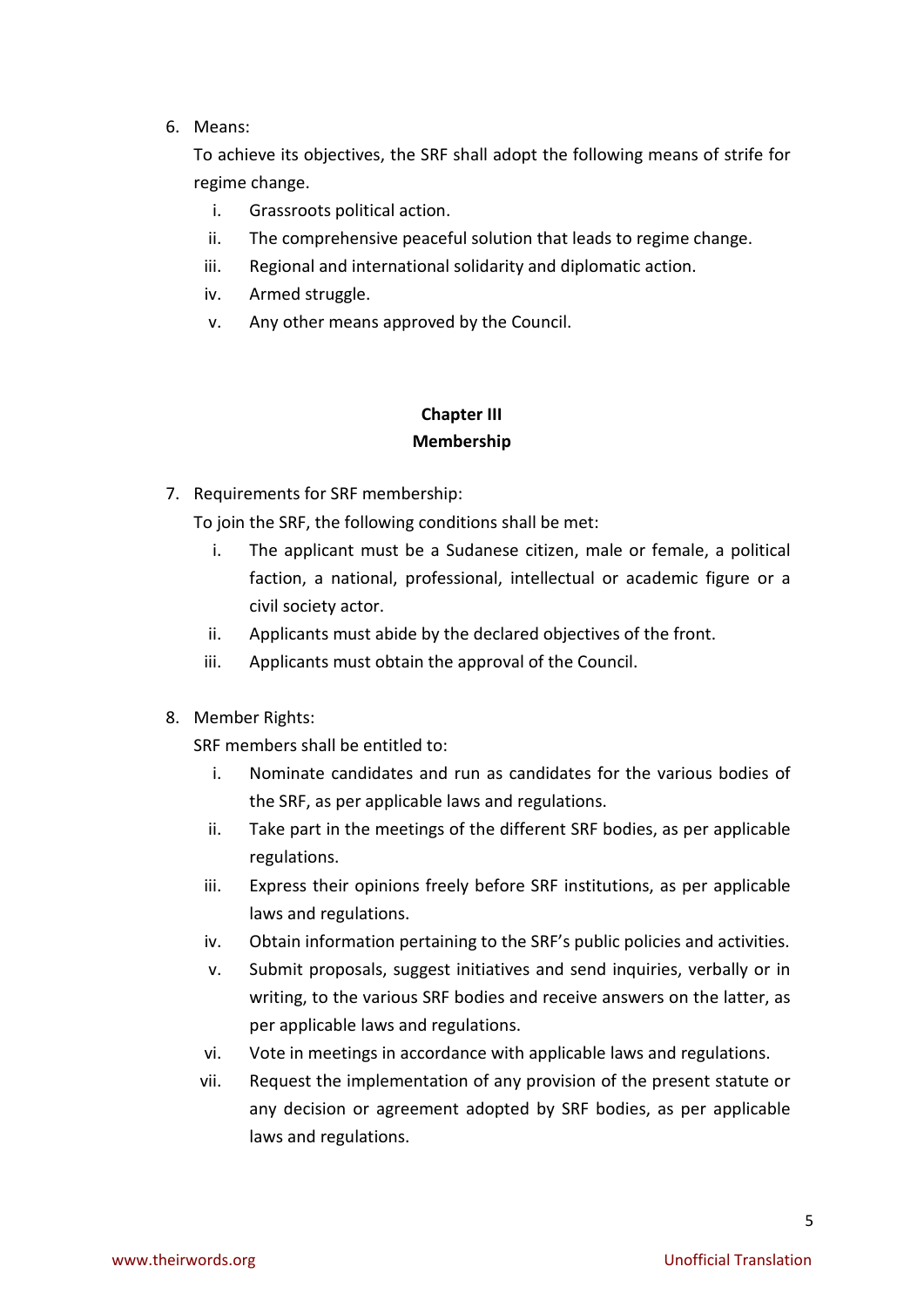6. Means:

   To achieve its objectives, the SRF shall adopt the following means of strife for regime change.

   i. Grassroots political action.
   ii. The comprehensive peaceful solution that leads to regime change.
   iii. Regional and international solidarity and diplomatic action.
   iv. Armed struggle.
   v. Any other means approved by the Council.

## Chapter III
## Membership

7. Requirements for SRF membership:

   To join the SRF, the following conditions shall be met:

   i. The applicant must be a Sudanese citizen, male or female, a political faction, a national, professional, intellectual or academic figure or a civil society actor.
   ii. Applicants must abide by the declared objectives of the front.
   iii. Applicants must obtain the approval of the Council.

8. Member Rights:

   SRF members shall be entitled to:

   i. Nominate candidates and run as candidates for the various bodies of the SRF, as per applicable laws and regulations.
   ii. Take part in the meetings of the different SRF bodies, as per applicable regulations.
   iii. Express their opinions freely before SRF institutions, as per applicable laws and regulations.
   iv. Obtain information pertaining to the SRF's public policies and activities.
   v. Submit proposals, suggest initiatives and send inquiries, verbally or in writing, to the various SRF bodies and receive answers on the latter, as per applicable laws and regulations.
   vi. Vote in meetings in accordance with applicable laws and regulations.
   vii. Request the implementation of any provision of the present statute or any decision or agreement adopted by SRF bodies, as per applicable laws and regulations.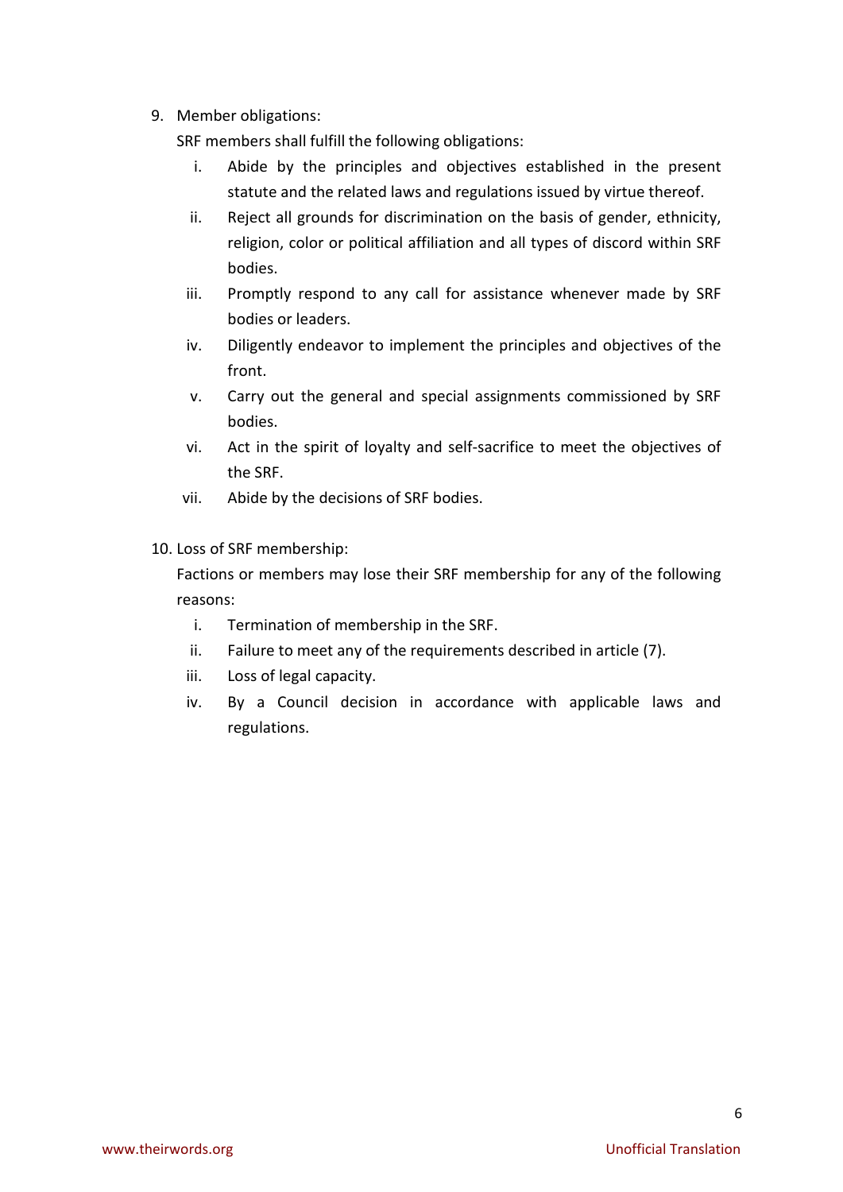9. Member obligations:

   SRF members shall fulfill the following obligations:

   i. Abide by the principles and objectives established in the present statute and the related laws and regulations issued by virtue thereof.
   ii. Reject all grounds for discrimination on the basis of gender, ethnicity, religion, color or political affiliation and all types of discord within SRF bodies.
   iii. Promptly respond to any call for assistance whenever made by SRF bodies or leaders.
   iv. Diligently endeavor to implement the principles and objectives of the front.
   v. Carry out the general and special assignments commissioned by SRF bodies.
   vi. Act in the spirit of loyalty and self-sacrifice to meet the objectives of the SRF.
   vii. Abide by the decisions of SRF bodies.

10. Loss of SRF membership:

    Factions or members may lose their SRF membership for any of the following reasons:

    i. Termination of membership in the SRF.
    ii. Failure to meet any of the requirements described in article (7).
    iii. Loss of legal capacity.
    iv. By a Council decision in accordance with applicable laws and regulations.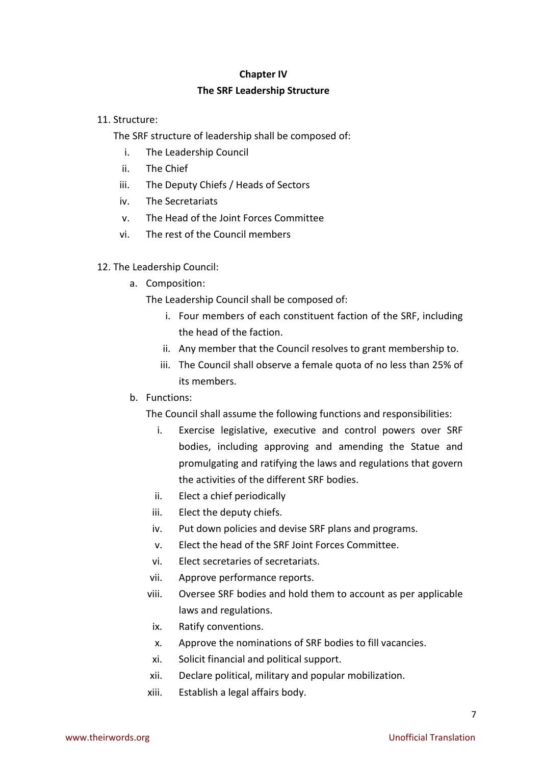## Chapter IV

## The SRF Leadership Structure

11. Structure:

    The SRF structure of leadership shall be composed of:

    i. The Leadership Council
    ii. The Chief
    iii. The Deputy Chiefs / Heads of Sectors
    iv. The Secretariats
    v. The Head of the Joint Forces Committee
    vi. The rest of the Council members

12. The Leadership Council:

    a. Composition:

       The Leadership Council shall be composed of:

       i. Four members of each constituent faction of the SRF, including the head of the faction.
       ii. Any member that the Council resolves to grant membership to.
       iii. The Council shall observe a female quota of no less than 25% of its members.

    b. Functions:

       The Council shall assume the following functions and responsibilities:

       i. Exercise legislative, executive and control powers over SRF bodies, including approving and amending the Statue and promulgating and ratifying the laws and regulations that govern the activities of the different SRF bodies.
       ii. Elect a chief periodically
       iii. Elect the deputy chiefs.
       iv. Put down policies and devise SRF plans and programs.
       v. Elect the head of the SRF Joint Forces Committee.
       vi. Elect secretaries of secretariats.
       vii. Approve performance reports.
       viii. Oversee SRF bodies and hold them to account as per applicable laws and regulations.
       ix. Ratify conventions.
       x. Approve the nominations of SRF bodies to fill vacancies.
       xi. Solicit financial and political support.
       xii. Declare political, military and popular mobilization.
       xiii. Establish a legal affairs body.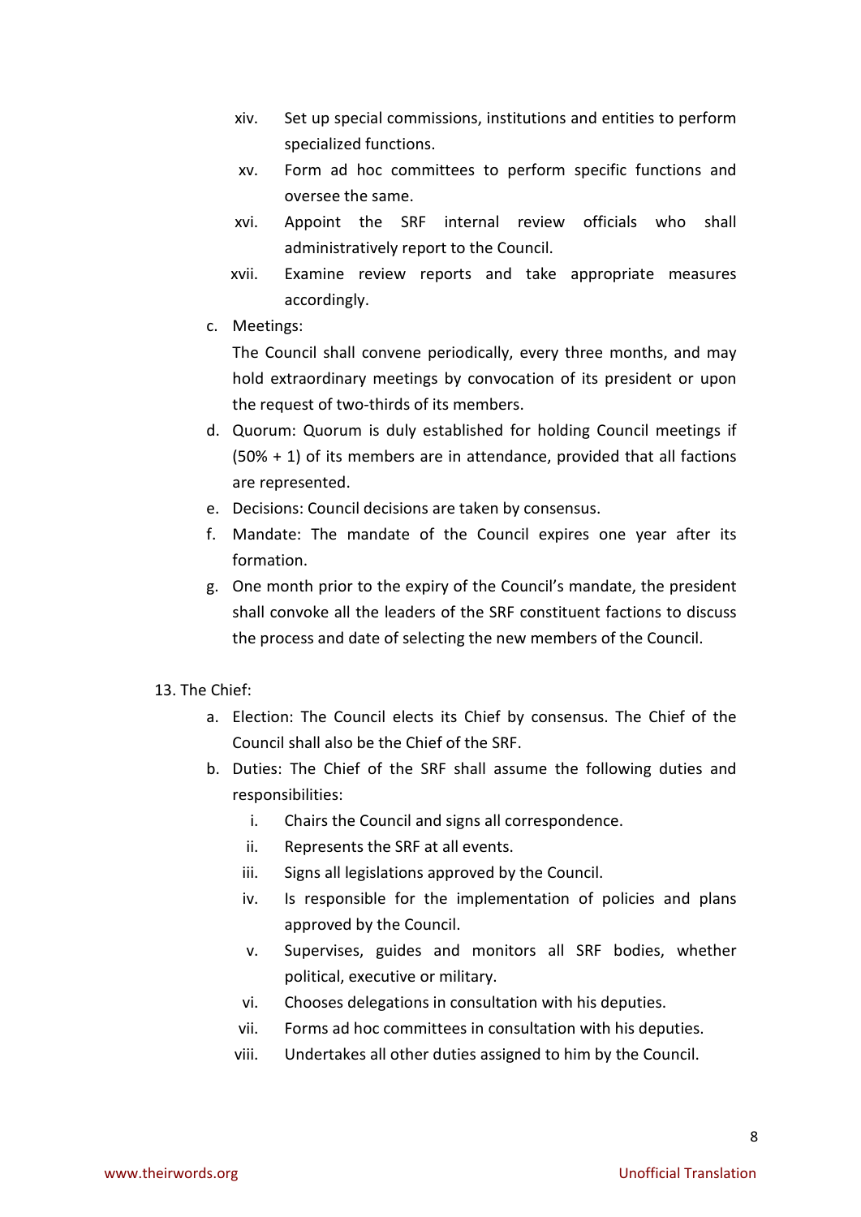- xiv. Set up special commissions, institutions and entities to perform specialized functions.
- xv. Form ad hoc committees to perform specific functions and oversee the same.
- xvi. Appoint the SRF internal review officials who shall administratively report to the Council.
- xvii. Examine review reports and take appropriate measures accordingly.

c. Meetings:
The Council shall convene periodically, every three months, and may hold extraordinary meetings by convocation of its president or upon the request of two-thirds of its members.

d. Quorum: Quorum is duly established for holding Council meetings if (50% + 1) of its members are in attendance, provided that all factions are represented.

e. Decisions: Council decisions are taken by consensus.

f. Mandate: The mandate of the Council expires one year after its formation.

g. One month prior to the expiry of the Council's mandate, the president shall convoke all the leaders of the SRF constituent factions to discuss the process and date of selecting the new members of the Council.

13. The Chief:

a. Election: The Council elects its Chief by consensus. The Chief of the Council shall also be the Chief of the SRF.

b. Duties: The Chief of the SRF shall assume the following duties and responsibilities:

- i. Chairs the Council and signs all correspondence.
- ii. Represents the SRF at all events.
- iii. Signs all legislations approved by the Council.
- iv. Is responsible for the implementation of policies and plans approved by the Council.
- v. Supervises, guides and monitors all SRF bodies, whether political, executive or military.
- vi. Chooses delegations in consultation with his deputies.
- vii. Forms ad hoc committees in consultation with his deputies.
- viii. Undertakes all other duties assigned to him by the Council.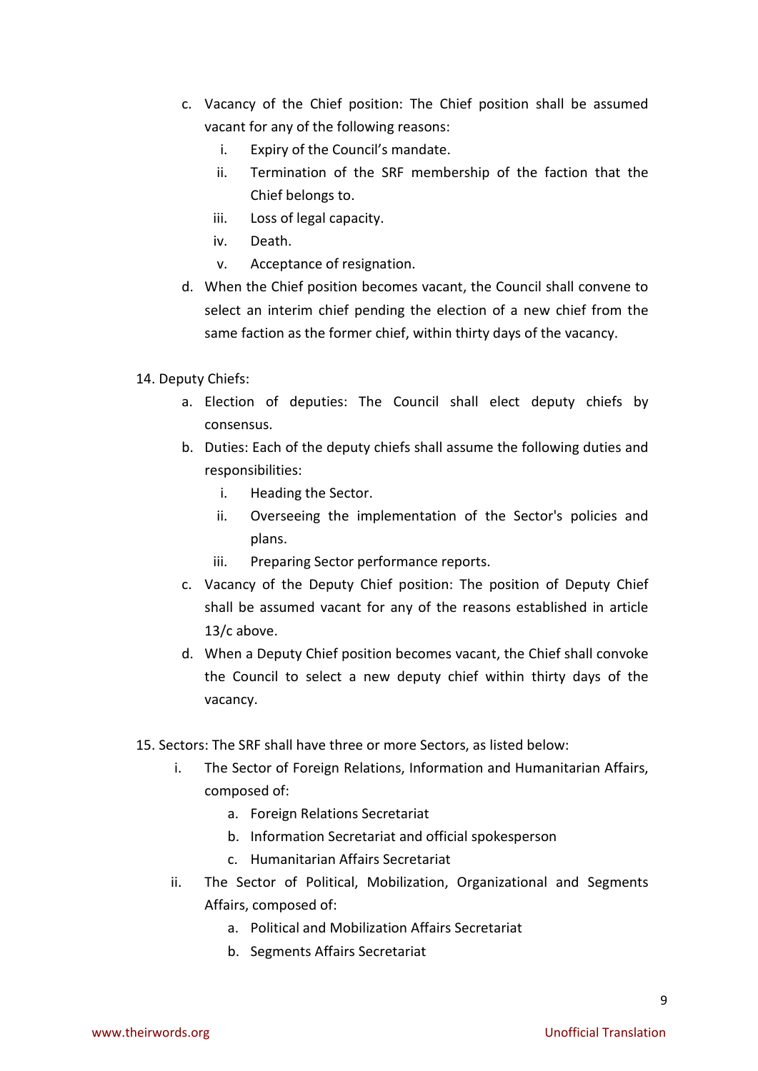c. Vacancy of the Chief position: The Chief position shall be assumed vacant for any of the following reasons:
    i. Expiry of the Council's mandate.
    ii. Termination of the SRF membership of the faction that the Chief belongs to.
    iii. Loss of legal capacity.
    iv. Death.
    v. Acceptance of resignation.

d. When the Chief position becomes vacant, the Council shall convene to select an interim chief pending the election of a new chief from the same faction as the former chief, within thirty days of the vacancy.

14. Deputy Chiefs:
    a. Election of deputies: The Council shall elect deputy chiefs by consensus.
    b. Duties: Each of the deputy chiefs shall assume the following duties and responsibilities:
        i. Heading the Sector.
        ii. Overseeing the implementation of the Sector's policies and plans.
        iii. Preparing Sector performance reports.
    c. Vacancy of the Deputy Chief position: The position of Deputy Chief shall be assumed vacant for any of the reasons established in article 13/c above.
    d. When a Deputy Chief position becomes vacant, the Chief shall convoke the Council to select a new deputy chief within thirty days of the vacancy.

15. Sectors: The SRF shall have three or more Sectors, as listed below:
    i. The Sector of Foreign Relations, Information and Humanitarian Affairs, composed of:
        a. Foreign Relations Secretariat
        b. Information Secretariat and official spokesperson
        c. Humanitarian Affairs Secretariat
    ii. The Sector of Political, Mobilization, Organizational and Segments Affairs, composed of:
        a. Political and Mobilization Affairs Secretariat
        b. Segments Affairs Secretariat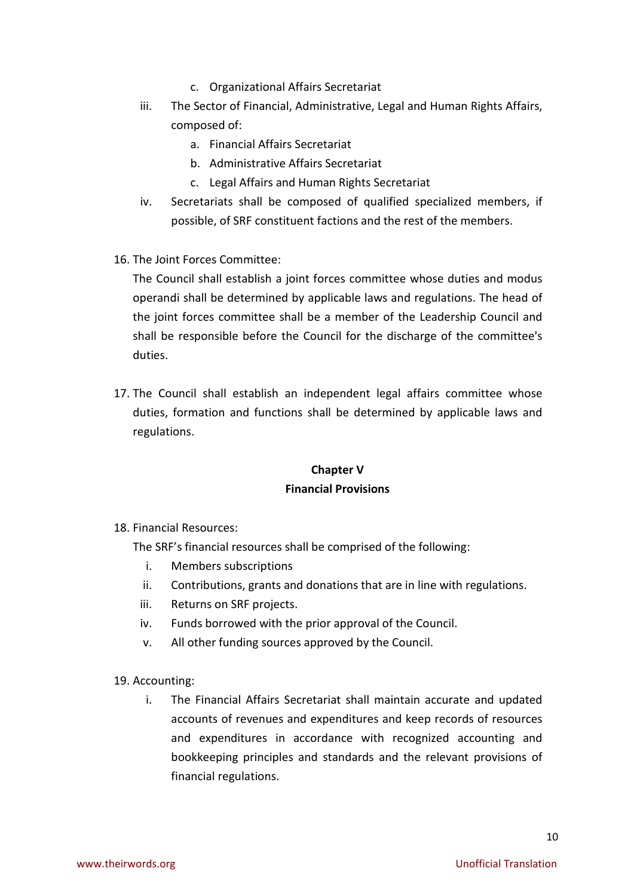c. Organizational Affairs Secretariat

iii. The Sector of Financial, Administrative, Legal and Human Rights Affairs, composed of:
   a. Financial Affairs Secretariat
   b. Administrative Affairs Secretariat
   c. Legal Affairs and Human Rights Secretariat

iv. Secretariats shall be composed of qualified specialized members, if possible, of SRF constituent factions and the rest of the members.

16. The Joint Forces Committee:

The Council shall establish a joint forces committee whose duties and modus operandi shall be determined by applicable laws and regulations. The head of the joint forces committee shall be a member of the Leadership Council and shall be responsible before the Council for the discharge of the committee's duties.

17. The Council shall establish an independent legal affairs committee whose duties, formation and functions shall be determined by applicable laws and regulations.

**Chapter V**

**Financial Provisions**

18. Financial Resources:

The SRF's financial resources shall be comprised of the following:

i. Members subscriptions
ii. Contributions, grants and donations that are in line with regulations.
iii. Returns on SRF projects.
iv. Funds borrowed with the prior approval of the Council.
v. All other funding sources approved by the Council.

19. Accounting:

i. The Financial Affairs Secretariat shall maintain accurate and updated accounts of revenues and expenditures and keep records of resources and expenditures in accordance with recognized accounting and bookkeeping principles and standards and the relevant provisions of financial regulations.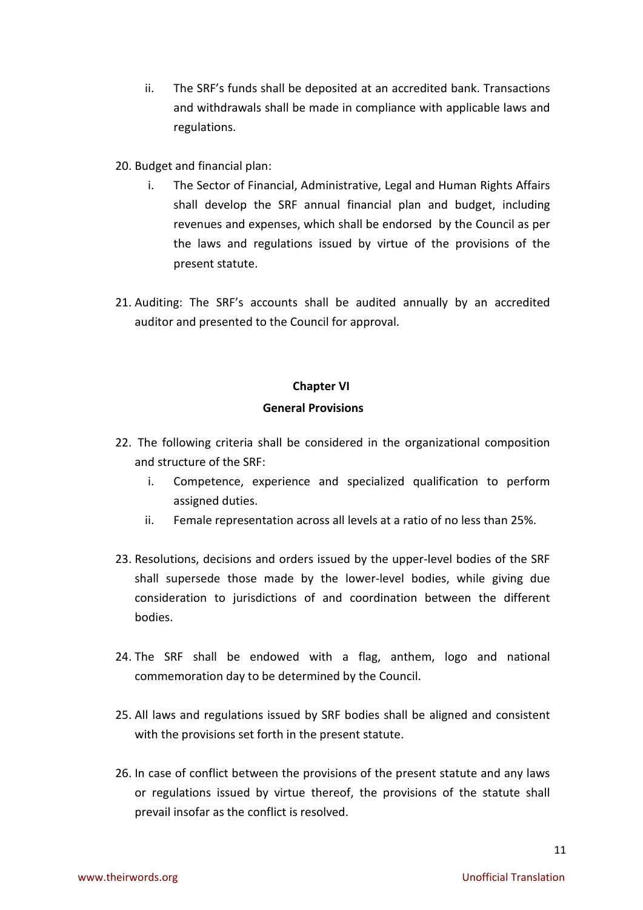ii. The SRF's funds shall be deposited at an accredited bank. Transactions and withdrawals shall be made in compliance with applicable laws and regulations.

20. Budget and financial plan:
    i. The Sector of Financial, Administrative, Legal and Human Rights Affairs shall develop the SRF annual financial plan and budget, including revenues and expenses, which shall be endorsed by the Council as per the laws and regulations issued by virtue of the provisions of the present statute.

21. Auditing: The SRF's accounts shall be audited annually by an accredited auditor and presented to the Council for approval.

## Chapter VI

## General Provisions

22. The following criteria shall be considered in the organizational composition and structure of the SRF:
    i. Competence, experience and specialized qualification to perform assigned duties.
    ii. Female representation across all levels at a ratio of no less than 25%.

23. Resolutions, decisions and orders issued by the upper-level bodies of the SRF shall supersede those made by the lower-level bodies, while giving due consideration to jurisdictions of and coordination between the different bodies.

24. The SRF shall be endowed with a flag, anthem, logo and national commemoration day to be determined by the Council.

25. All laws and regulations issued by SRF bodies shall be aligned and consistent with the provisions set forth in the present statute.

26. In case of conflict between the provisions of the present statute and any laws or regulations issued by virtue thereof, the provisions of the statute shall prevail insofar as the conflict is resolved.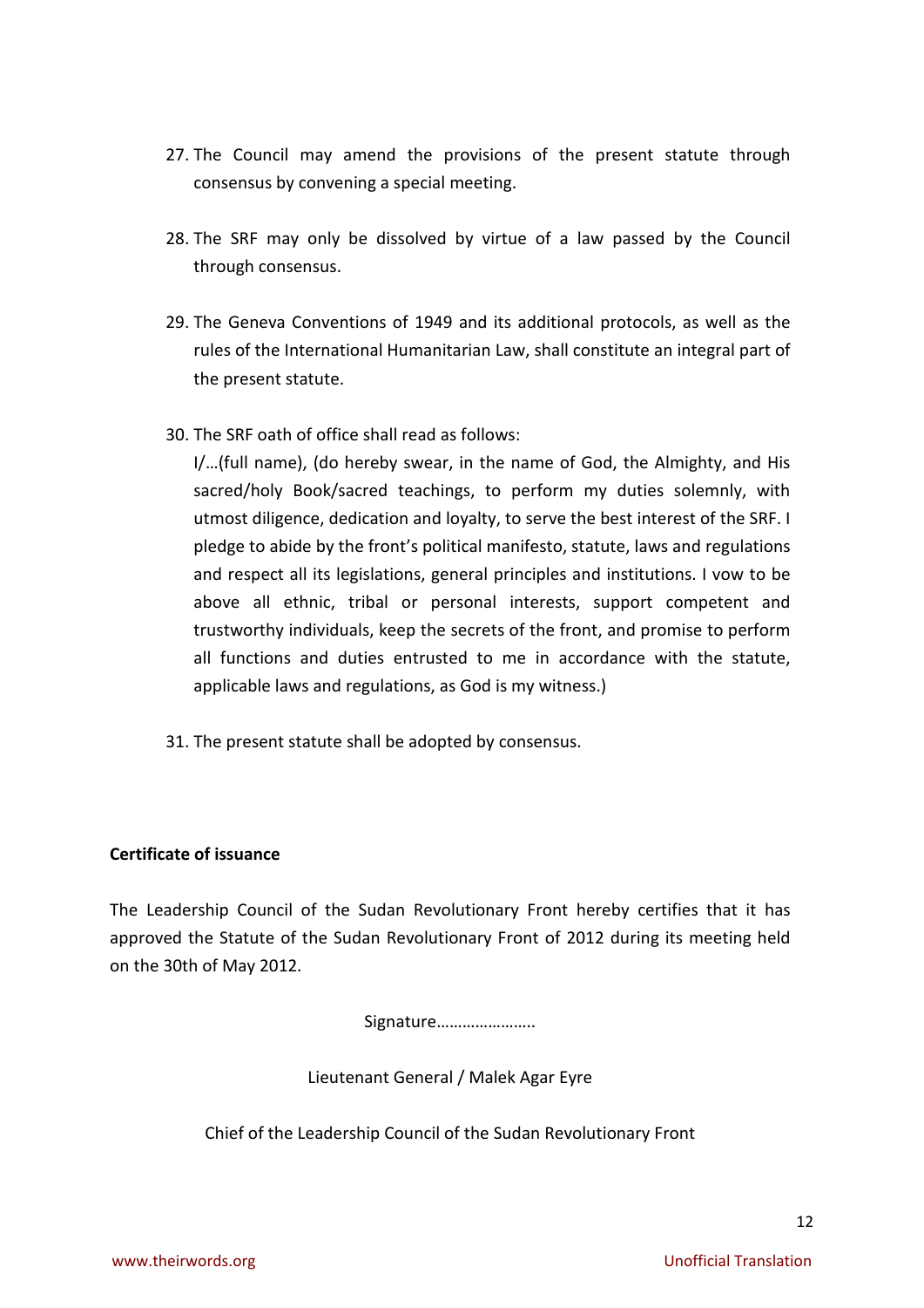27. The Council may amend the provisions of the present statute through consensus by convening a special meeting.

28. The SRF may only be dissolved by virtue of a law passed by the Council through consensus.

29. The Geneva Conventions of 1949 and its additional protocols, as well as the rules of the International Humanitarian Law, shall constitute an integral part of the present statute.

30. The SRF oath of office shall read as follows:

    I/…(full name), (do hereby swear, in the name of God, the Almighty, and His sacred/holy Book/sacred teachings, to perform my duties solemnly, with utmost diligence, dedication and loyalty, to serve the best interest of the SRF. I pledge to abide by the front's political manifesto, statute, laws and regulations and respect all its legislations, general principles and institutions. I vow to be above all ethnic, tribal or personal interests, support competent and trustworthy individuals, keep the secrets of the front, and promise to perform all functions and duties entrusted to me in accordance with the statute, applicable laws and regulations, as God is my witness.)

31. The present statute shall be adopted by consensus.

**Certificate of issuance**

The Leadership Council of the Sudan Revolutionary Front hereby certifies that it has approved the Statute of the Sudan Revolutionary Front of 2012 during its meeting held on the 30th of May 2012.

Signature…………………..

Lieutenant General / Malek Agar Eyre

Chief of the Leadership Council of the Sudan Revolutionary Front